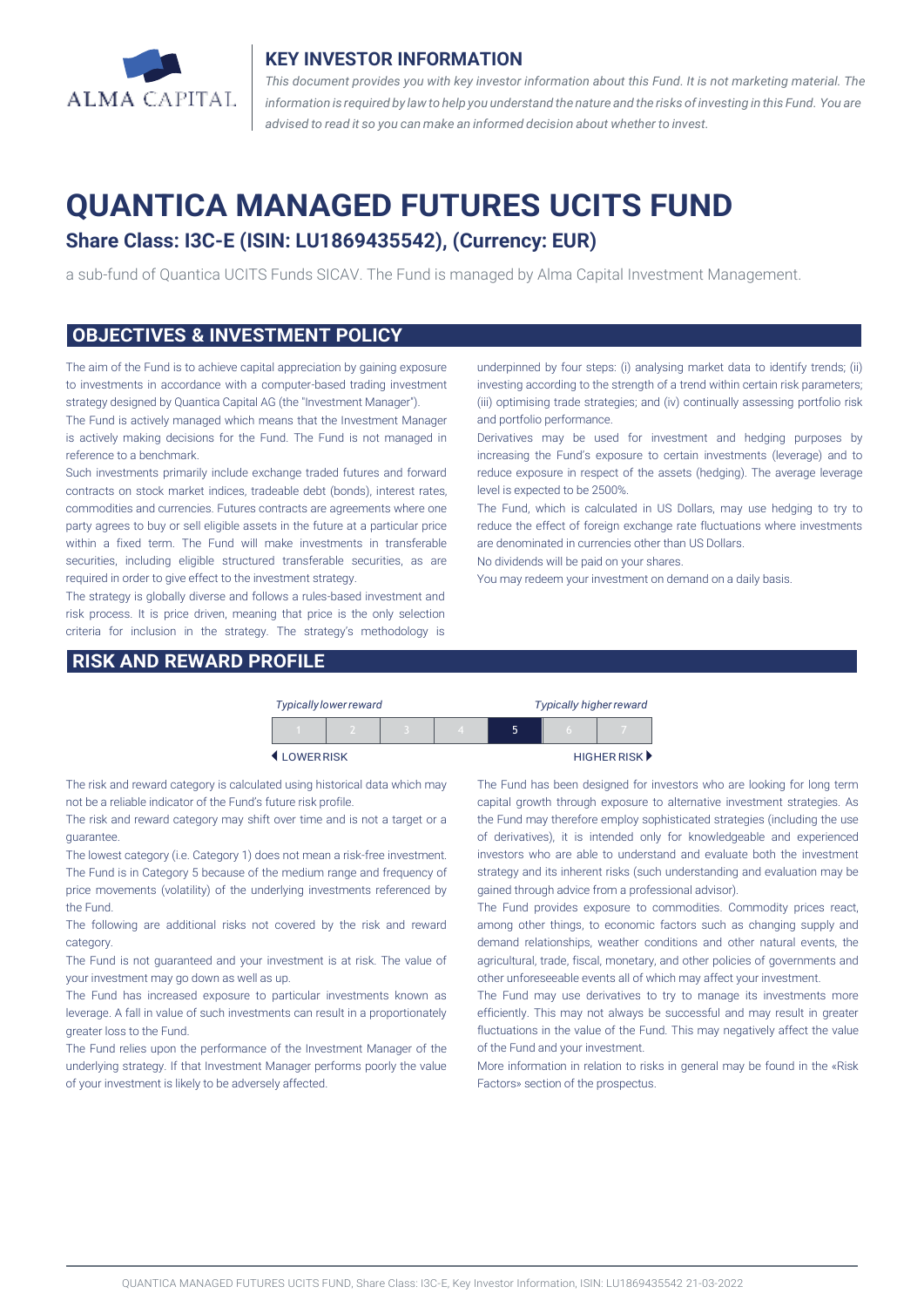ALMA CAPITAL

## KEY INVESTOR INFORMATION

*This document provides you with key investor information about this Fund. It is not marketing material. The information is required by law to help you understand the nature and the risks of investing in this Fund. You are advised to read it so you can make an informed decision about whether to invest.*

# QUANTICA MANAGED FUTURES UCITS FUND

### Share Class: I3C-E (ISIN: LU1869435542), (Currency: EUR)

a sub-fund of Quantica UCITS Funds SICAV. The Fund is managed by Alma Capital Investment Management.

## OBJECTIVES & INVESTMENT POLICY

The aim of the Fund is to achieve capital appreciation by gaining exposure to investments in accordance with a computer-based trading investment strategy designed by Quantica Capital AG (the "Investment Manager").

The Fund is actively managed which means that the Investment Manager is actively making decisions for the Fund. The Fund is not managed in reference to a benchmark.

Such investments primarily include exchange traded futures and forward contracts on stock market indices, tradeable debt (bonds), interest rates, commodities and currencies. Futures contracts are agreements where one party agrees to buy or sell eligible assets in the future at a particular price within a fixed term. The Fund will make investments in transferable securities, including eligible structured transferable securities, as are required in order to give effect to the investment strategy.

The strategy is globally diverse and follows a rules-based investment and risk process. It is price driven, meaning that price is the only selection criteria for inclusion in the strategy. The strategy's methodology is underpinned by four steps: (i) analysing market data to identify trends; (ii) investing according to the strength of a trend within certain risk parameters; (iii) optimising trade strategies; and (iv) continually assessing portfolio risk and portfolio performance.

Derivatives may be used for investment and hedging purposes by increasing the Fund's exposure to certain investments (leverage) and to reduce exposure in respect of the assets (hedging). The average leverage level is expected to be 2500%.

The Fund, which is calculated in US Dollars, may use hedging to try to reduce the effect of foreign exchange rate fluctuations where investments are denominated in currencies other than US Dollars.

No dividends will be paid on your shares.

You may redeem your investment on demand on a daily basis.

## RISK AND REWARD PROFILE

*Typically lower reward* — *Typically higher reward*

| 1 | 2 | 3 | 4 | **5** | 6 | 7 |
|---|---|---|---|---|---|---|

◀ LOWER RISK — HIGHER RISK ▶

The risk and reward category is calculated using historical data which may not be a reliable indicator of the Fund's future risk profile.

The risk and reward category may shift over time and is not a target or a guarantee.

The lowest category (i.e. Category 1) does not mean a risk-free investment.

The Fund is in Category 5 because of the medium range and frequency of price movements (volatility) of the underlying investments referenced by the Fund.

The following are additional risks not covered by the risk and reward category.

The Fund is not guaranteed and your investment is at risk. The value of your investment may go down as well as up.

The Fund has increased exposure to particular investments known as leverage. A fall in value of such investments can result in a proportionately greater loss to the Fund.

The Fund relies upon the performance of the Investment Manager of the underlying strategy. If that Investment Manager performs poorly the value of your investment is likely to be adversely affected.

The Fund has been designed for investors who are looking for long term capital growth through exposure to alternative investment strategies. As the Fund may therefore employ sophisticated strategies (including the use of derivatives), it is intended only for knowledgeable and experienced investors who are able to understand and evaluate both the investment strategy and its inherent risks (such understanding and evaluation may be gained through advice from a professional advisor).

The Fund provides exposure to commodities. Commodity prices react, among other things, to economic factors such as changing supply and demand relationships, weather conditions and other natural events, the agricultural, trade, fiscal, monetary, and other policies of governments and other unforeseeable events all of which may affect your investment.

The Fund may use derivatives to try to manage its investments more efficiently. This may not always be successful and may result in greater fluctuations in the value of the Fund. This may negatively affect the value of the Fund and your investment.

More information in relation to risks in general may be found in the «Risk Factors» section of the prospectus.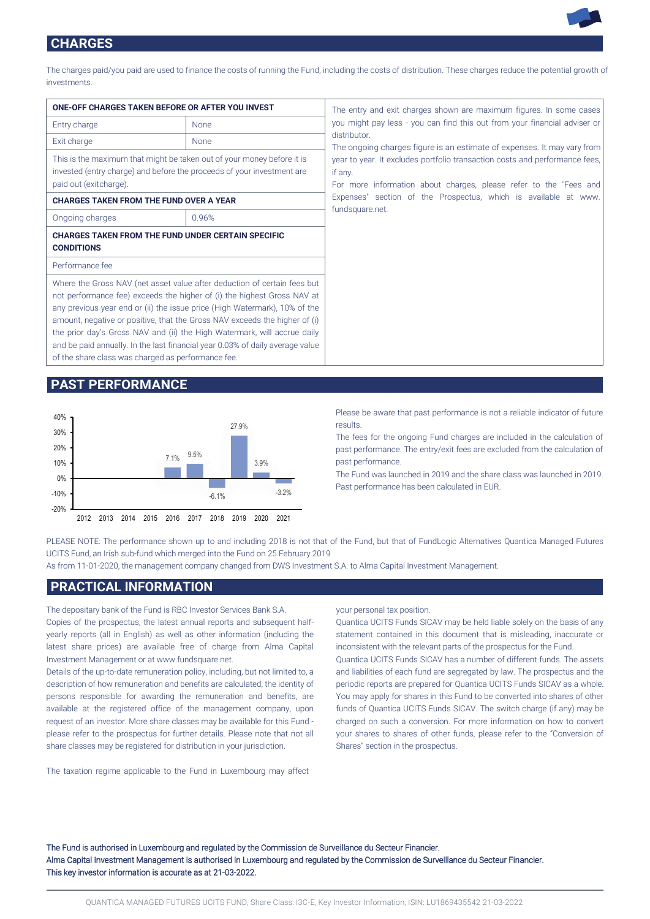## CHARGES

The charges paid/you paid are used to finance the costs of running the Fund, including the costs of distribution. These charges reduce the potential growth of investments.

| ONE-OFF CHARGES TAKEN BEFORE OR AFTER YOU INVEST | |
|---|---|
| Entry charge | None |
| Exit charge | None |
| This is the maximum that might be taken out of your money before it is invested (entry charge) and before the proceeds of your investment are paid out (exitcharge). | |
| **CHARGES TAKEN FROM THE FUND OVER A YEAR** | |
| Ongoing charges | 0.96% |
| **CHARGES TAKEN FROM THE FUND UNDER CERTAIN SPECIFIC CONDITIONS** | |
| Performance fee | |
| Where the Gross NAV (net asset value after deduction of certain fees but not performance fee) exceeds the higher of (i) the highest Gross NAV at any previous year end or (ii) the issue price (High Watermark), 10% of the amount, negative or positive, that the Gross NAV exceeds the higher of (i) the prior day's Gross NAV and (ii) the High Watermark, will accrue daily and be paid annually. In the last financial year 0.03% of daily average value of the share class was charged as performance fee. | |

The entry and exit charges shown are maximum figures. In some cases you might pay less - you can find this out from your financial adviser or distributor.

The ongoing charges figure is an estimate of expenses. It may vary from year to year. It excludes portfolio transaction costs and performance fees, if any.

For more information about charges, please refer to the "Fees and Expenses" section of the Prospectus, which is available at www.fundsquare.net.

## PAST PERFORMANCE

40%
30%
20%
10%
0%
-10%
-20%

7.1% 9.5% -6.1% 27.9% 3.9% -3.2%

2012 2013 2014 2015 2016 2017 2018 2019 2020 2021

Please be aware that past performance is not a reliable indicator of future results.

The fees for the ongoing Fund charges are included in the calculation of past performance. The entry/exit fees are excluded from the calculation of past performance.

The Fund was launched in 2019 and the share class was launched in 2019. Past performance has been calculated in EUR.

PLEASE NOTE: The performance shown up to and including 2018 is not that of the Fund, but that of FundLogic Alternatives Quantica Managed Futures UCITS Fund, an Irish sub-fund which merged into the Fund on 25 February 2019

As from 11-01-2020, the management company changed from DWS Investment S.A. to Alma Capital Investment Management.

## PRACTICAL INFORMATION

The depositary bank of the Fund is RBC Investor Services Bank S.A.

Copies of the prospectus, the latest annual reports and subsequent half-yearly reports (all in English) as well as other information (including the latest share prices) are available free of charge from Alma Capital Investment Management or at www.fundsquare.net.

Details of the up-to-date remuneration policy, including, but not limited to, a description of how remuneration and benefits are calculated, the identity of persons responsible for awarding the remuneration and benefits, are available at the registered office of the management company, upon request of an investor. More share classes may be available for this Fund - please refer to the prospectus for further details. Please note that not all share classes may be registered for distribution in your jurisdiction.

The taxation regime applicable to the Fund in Luxembourg may affect your personal tax position.

Quantica UCITS Funds SICAV may be held liable solely on the basis of any statement contained in this document that is misleading, inaccurate or inconsistent with the relevant parts of the prospectus for the Fund.

Quantica UCITS Funds SICAV has a number of different funds. The assets and liabilities of each fund are segregated by law. The prospectus and the periodic reports are prepared for Quantica UCITS Funds SICAV as a whole. You may apply for shares in this Fund to be converted into shares of other funds of Quantica UCITS Funds SICAV. The switch charge (if any) may be charged on such a conversion. For more information on how to convert your shares to shares of other funds, please refer to the "Conversion of Shares" section in the prospectus.

The Fund is authorised in Luxembourg and regulated by the Commission de Surveillance du Secteur Financier.
Alma Capital Investment Management is authorised in Luxembourg and regulated by the Commission de Surveillance du Secteur Financier.
This key investor information is accurate as at 21-03-2022.